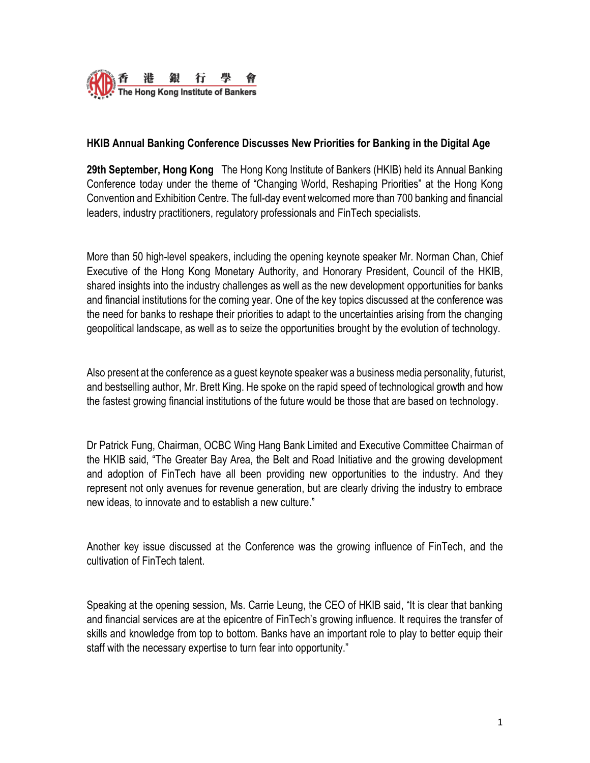香 港 銀 行 學 會
The Hong Kong Institute of Bankers

**HKIB Annual Banking Conference Discusses New Priorities for Banking in the Digital Age**

**29th September, Hong Kong** The Hong Kong Institute of Bankers (HKIB) held its Annual Banking Conference today under the theme of "Changing World, Reshaping Priorities" at the Hong Kong Convention and Exhibition Centre. The full-day event welcomed more than 700 banking and financial leaders, industry practitioners, regulatory professionals and FinTech specialists.

More than 50 high-level speakers, including the opening keynote speaker Mr. Norman Chan, Chief Executive of the Hong Kong Monetary Authority, and Honorary President, Council of the HKIB, shared insights into the industry challenges as well as the new development opportunities for banks and financial institutions for the coming year. One of the key topics discussed at the conference was the need for banks to reshape their priorities to adapt to the uncertainties arising from the changing geopolitical landscape, as well as to seize the opportunities brought by the evolution of technology.

Also present at the conference as a guest keynote speaker was a business media personality, futurist, and bestselling author, Mr. Brett King. He spoke on the rapid speed of technological growth and how the fastest growing financial institutions of the future would be those that are based on technology.

Dr Patrick Fung, Chairman, OCBC Wing Hang Bank Limited and Executive Committee Chairman of the HKIB said, "The Greater Bay Area, the Belt and Road Initiative and the growing development and adoption of FinTech have all been providing new opportunities to the industry. And they represent not only avenues for revenue generation, but are clearly driving the industry to embrace new ideas, to innovate and to establish a new culture."

Another key issue discussed at the Conference was the growing influence of FinTech, and the cultivation of FinTech talent.

Speaking at the opening session, Ms. Carrie Leung, the CEO of HKIB said, "It is clear that banking and financial services are at the epicentre of FinTech's growing influence. It requires the transfer of skills and knowledge from top to bottom. Banks have an important role to play to better equip their staff with the necessary expertise to turn fear into opportunity."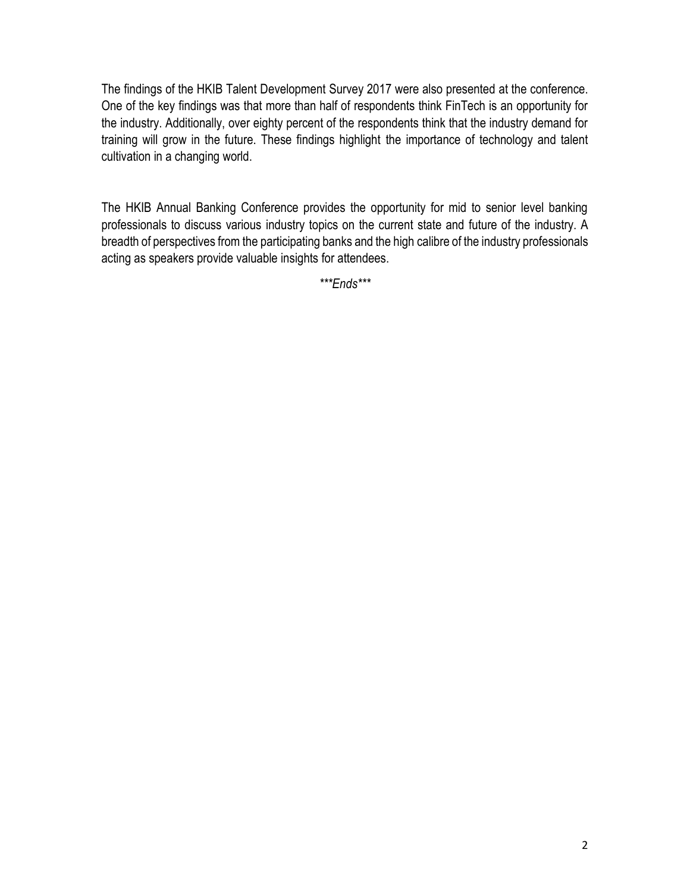The findings of the HKIB Talent Development Survey 2017 were also presented at the conference. One of the key findings was that more than half of respondents think FinTech is an opportunity for the industry. Additionally, over eighty percent of the respondents think that the industry demand for training will grow in the future. These findings highlight the importance of technology and talent cultivation in a changing world.

The HKIB Annual Banking Conference provides the opportunity for mid to senior level banking professionals to discuss various industry topics on the current state and future of the industry. A breadth of perspectives from the participating banks and the high calibre of the industry professionals acting as speakers provide valuable insights for attendees.

*\*\*\*Ends\*\*\**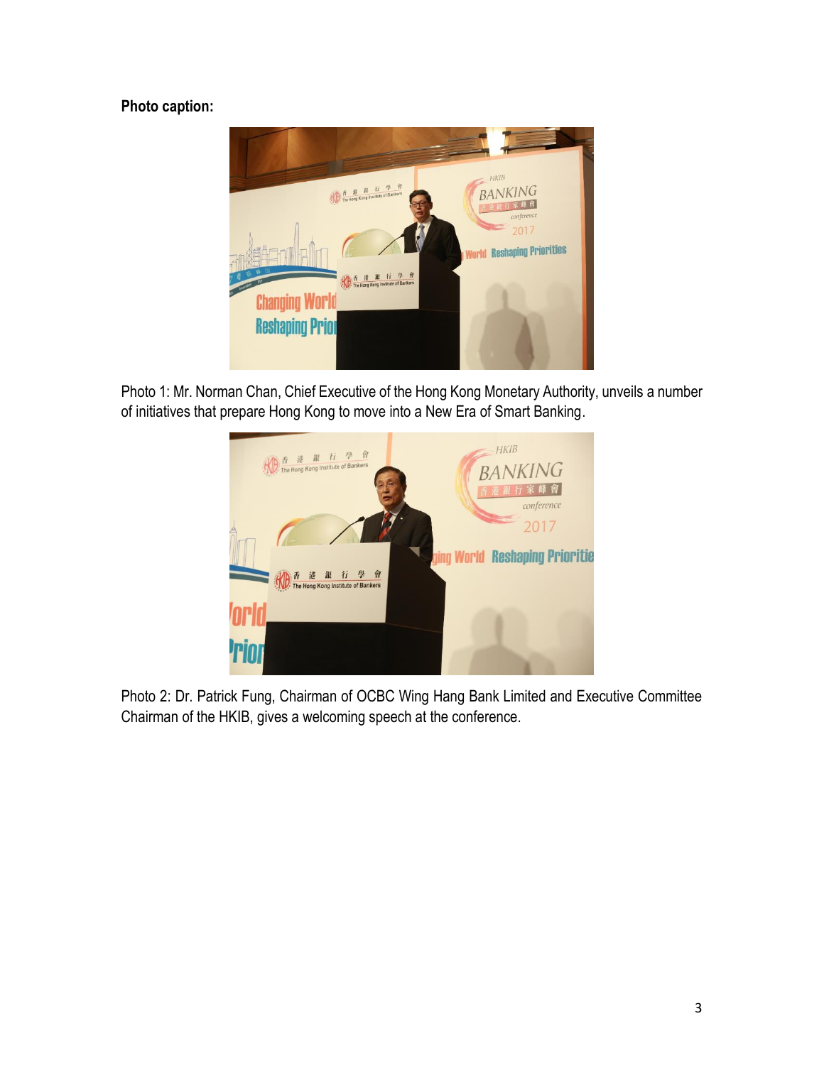**Photo caption:**

Photo 1: Mr. Norman Chan, Chief Executive of the Hong Kong Monetary Authority, unveils a number of initiatives that prepare Hong Kong to move into a New Era of Smart Banking.

Photo 2: Dr. Patrick Fung, Chairman of OCBC Wing Hang Bank Limited and Executive Committee Chairman of the HKIB, gives a welcoming speech at the conference.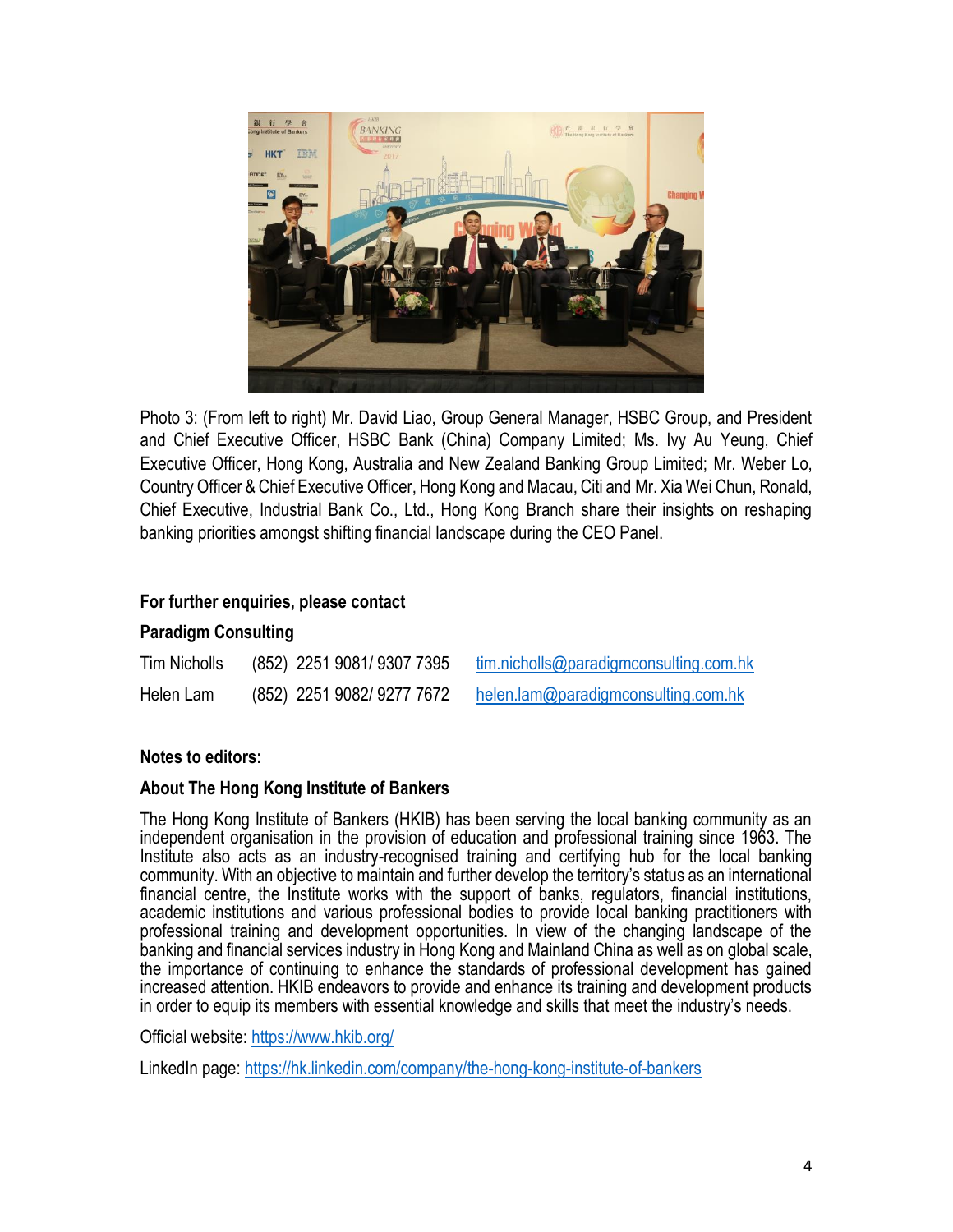Photo 3: (From left to right) Mr. David Liao, Group General Manager, HSBC Group, and President and Chief Executive Officer, HSBC Bank (China) Company Limited; Ms. Ivy Au Yeung, Chief Executive Officer, Hong Kong, Australia and New Zealand Banking Group Limited; Mr. Weber Lo, Country Officer & Chief Executive Officer, Hong Kong and Macau, Citi and Mr. Xia Wei Chun, Ronald, Chief Executive, Industrial Bank Co., Ltd., Hong Kong Branch share their insights on reshaping banking priorities amongst shifting financial landscape during the CEO Panel.

**For further enquiries, please contact**

**Paradigm Consulting**

| | | |
|---|---|---|
| Tim Nicholls | (852) 2251 9081/ 9307 7395 | tim.nicholls@paradigmconsulting.com.hk |
| Helen Lam | (852) 2251 9082/ 9277 7672 | helen.lam@paradigmconsulting.com.hk |

**Notes to editors:**

**About The Hong Kong Institute of Bankers**

The Hong Kong Institute of Bankers (HKIB) has been serving the local banking community as an independent organisation in the provision of education and professional training since 1963. The Institute also acts as an industry-recognised training and certifying hub for the local banking community. With an objective to maintain and further develop the territory's status as an international financial centre, the Institute works with the support of banks, regulators, financial institutions, academic institutions and various professional bodies to provide local banking practitioners with professional training and development opportunities. In view of the changing landscape of the banking and financial services industry in Hong Kong and Mainland China as well as on global scale, the importance of continuing to enhance the standards of professional development has gained increased attention. HKIB endeavors to provide and enhance its training and development products in order to equip its members with essential knowledge and skills that meet the industry's needs.

Official website: https://www.hkib.org/

LinkedIn page: https://hk.linkedin.com/company/the-hong-kong-institute-of-bankers